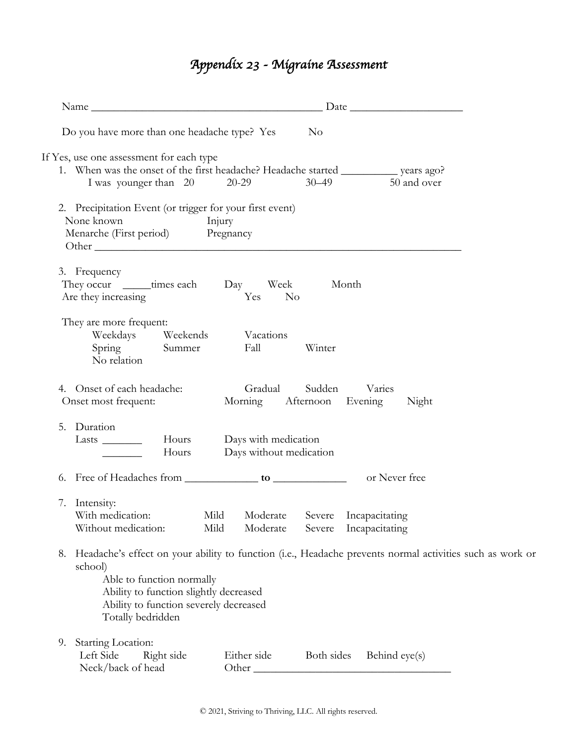# *Appendix 23 - Migraine Assessment*

Name ________________________________________ Date ____________________

Do you have more than one headache type? Yes No

If Yes, use one assessment for each type

1. When was the onset of the first headache? Headache started __________ years ago?
   I was younger than 20 20-29 30–49 50 and over

2. Precipitation Event (or trigger for your first event)
   None known Injury
   Menarche (First period) Pregnancy
   Other ______________________________________________________________

3. Frequency
   They occur _____times each Day Week Month
   Are they increasing Yes No

   They are more frequent:
   Weekdays Weekends Vacations
   Spring Summer Fall Winter
   No relation

4. Onset of each headache: Gradual Sudden Varies
   Onset most frequent: Morning Afternoon Evening Night

5. Duration
   Lasts _______ Hours Days with medication
   _______ Hours Days without medication

6. Free of Headaches from _____________ **to** _____________ or Never free

7. Intensity:
   With medication: Mild Moderate Severe Incapacitating
   Without medication: Mild Moderate Severe Incapacitating

8. Headache's effect on your ability to function (i.e., Headache prevents normal activities such as work or school)
   Able to function normally
   Ability to function slightly decreased
   Ability to function severely decreased
   Totally bedridden

9. Starting Location:
   Left Side Right side Either side Both sides Behind eye(s)
   Neck/back of head Other ___________________________________

© 2021, Striving to Thriving, LLC. All rights reserved.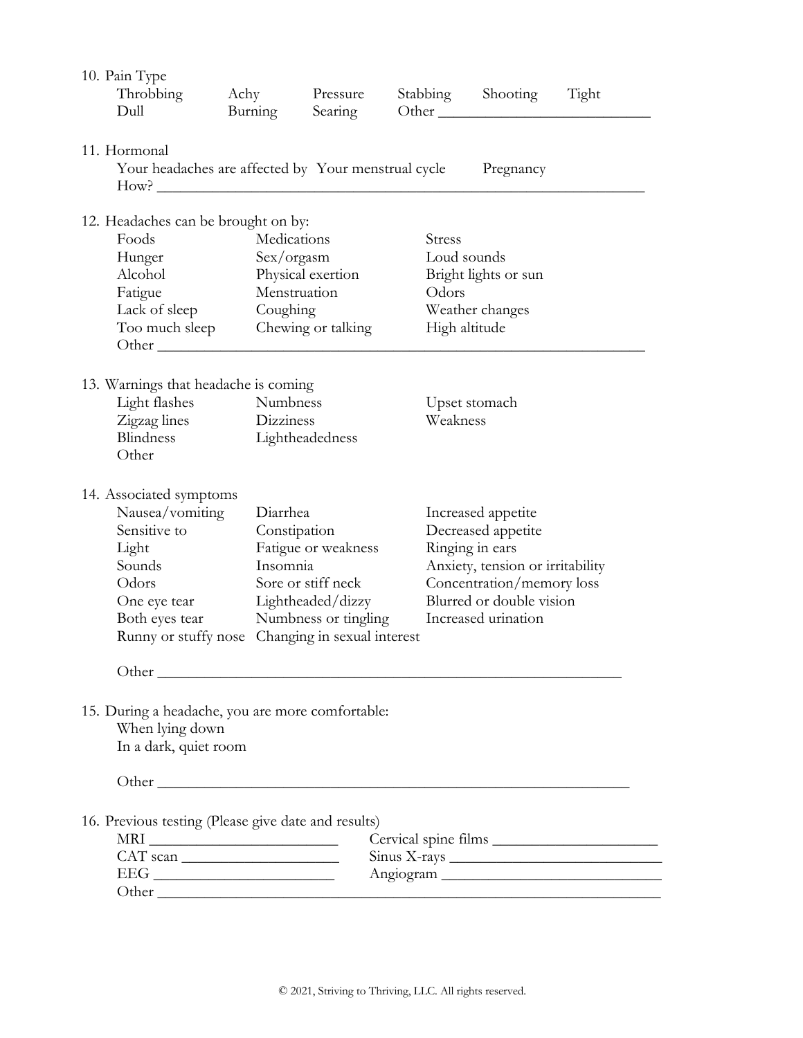10. Pain Type

| | | | | | |
|---|---|---|---|---|---|
| Throbbing | Achy | Pressure | Stabbing | Shooting | Tight |
| Dull | Burning | Searing | Other ___________________________ | | |

11. Hormonal

Your headaches are affected by  Your menstrual cycle  Pregnancy

How? _______________________________________________________________

12. Headaches can be brought on by:

| | | |
|---|---|---|
| Foods | Medications | Stress |
| Hunger | Sex/orgasm | Loud sounds |
| Alcohol | Physical exertion | Bright lights or sun |
| Fatigue | Menstruation | Odors |
| Lack of sleep | Coughing | Weather changes |
| Too much sleep | Chewing or talking | High altitude |

Other _______________________________________________________________

13. Warnings that headache is coming

| | | |
|---|---|---|
| Light flashes | Numbness | Upset stomach |
| Zigzag lines | Dizziness | Weakness |
| Blindness | Lightheadedness | |
| Other | | |

14. Associated symptoms

| | | |
|---|---|---|
| Nausea/vomiting | Diarrhea | Increased appetite |
| Sensitive to | Constipation | Decreased appetite |
| Light | Fatigue or weakness | Ringing in ears |
| Sounds | Insomnia | Anxiety, tension or irritability |
| Odors | Sore or stiff neck | Concentration/memory loss |
| One eye tear | Lightheaded/dizzy | Blurred or double vision |
| Both eyes tear | Numbness or tingling | Increased urination |
| Runny or stuffy nose | Changing in sexual interest | |

Other _______________________________________________________________

15. During a headache, you are more comfortable:

When lying down

In a dark, quiet room

Other _______________________________________________________________

16. Previous testing (Please give date and results)

| | |
|---|---|
| MRI ________________________ | Cervical spine films ____________________ |
| CAT scan ___________________ | Sinus X-rays __________________________ |
| EEG ________________________ | Angiogram ___________________________ |

Other _______________________________________________________________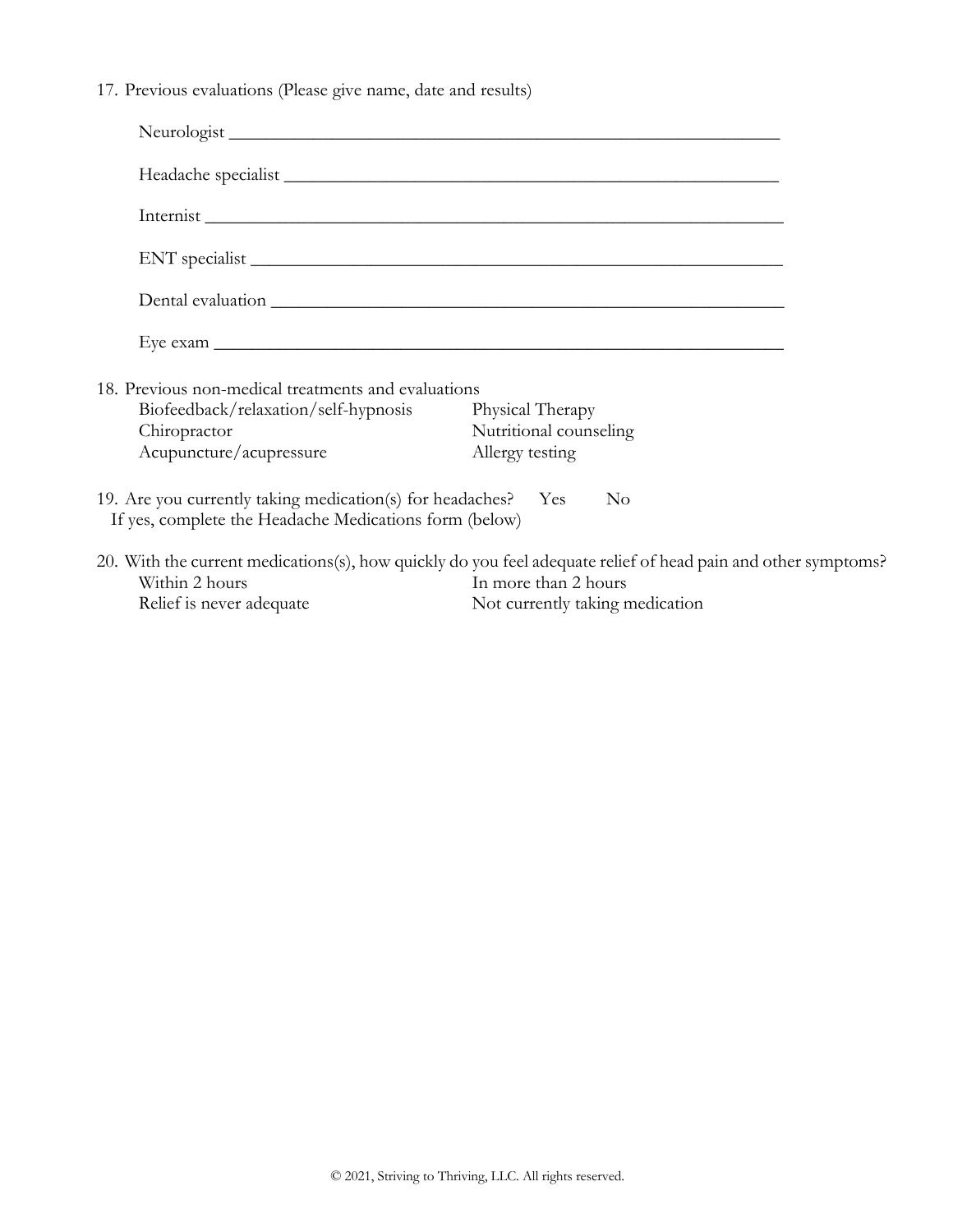17. Previous evaluations (Please give name, date and results)

    Neurologist ____________________________________________________________

    Headache specialist _____________________________________________________

    Internist _______________________________________________________________

    ENT specialist __________________________________________________________

    Dental evaluation _______________________________________________________

    Eye exam _______________________________________________________________

18. Previous non-medical treatments and evaluations

    | | |
    |---|---|
    | Biofeedback/relaxation/self-hypnosis | Physical Therapy |
    | Chiropractor | Nutritional counseling |
    | Acupuncture/acupressure | Allergy testing |

19. Are you currently taking medication(s) for headaches? Yes No
    If yes, complete the Headache Medications form (below)

20. With the current medications(s), how quickly do you feel adequate relief of head pain and other symptoms?

    | | |
    |---|---|
    | Within 2 hours | In more than 2 hours |
    | Relief is never adequate | Not currently taking medication |

© 2021, Striving to Thriving, LLC. All rights reserved.